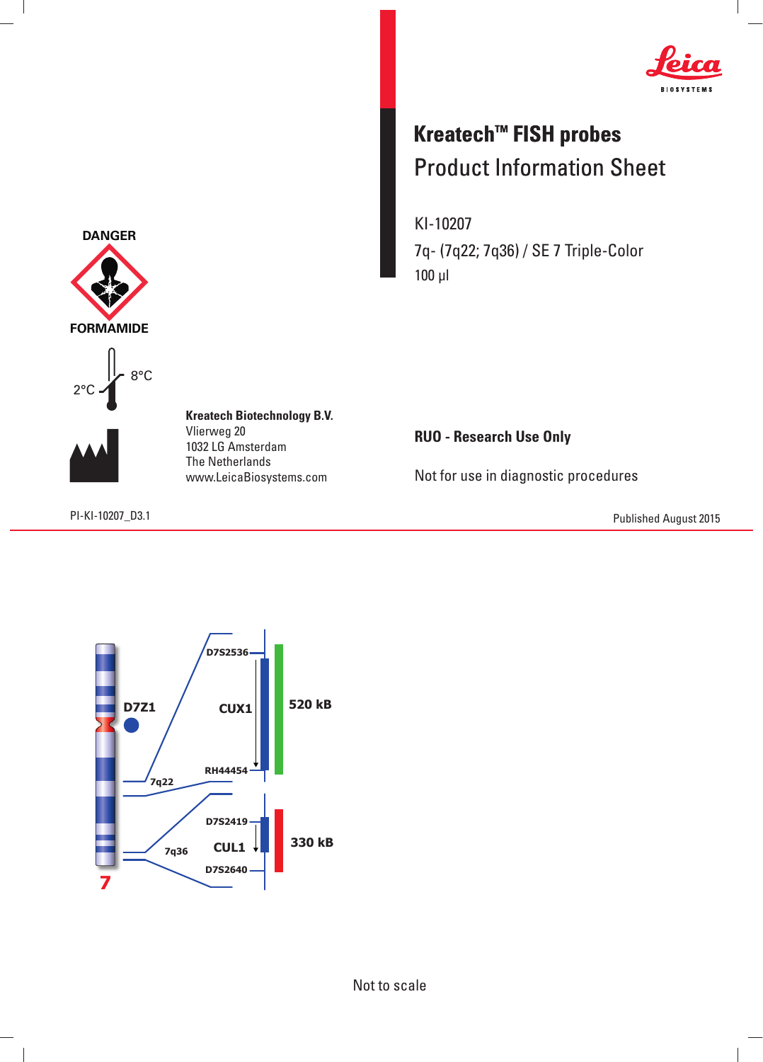# Kreatech™ FISH probes

## Product Information Sheet

KI-10207

7q- (7q22; 7q36) / SE 7 Triple-Color

100 µl

DANGER

FORMAMIDE

2°C 8°C

**Kreatech Biotechnology B.V.**
Vlierweg 20
1032 LG Amsterdam
The Netherlands
www.LeicaBiosystems.com

**RUO - Research Use Only**

Not for use in diagnostic procedures

PI-KI-10207_D3.1

Published August 2015

D7Z1

7q22

D7S2536

CUX1

RH44454

520 kB

7q36

D7S2419

CUL1

D7S2640

330 kB

7

Not to scale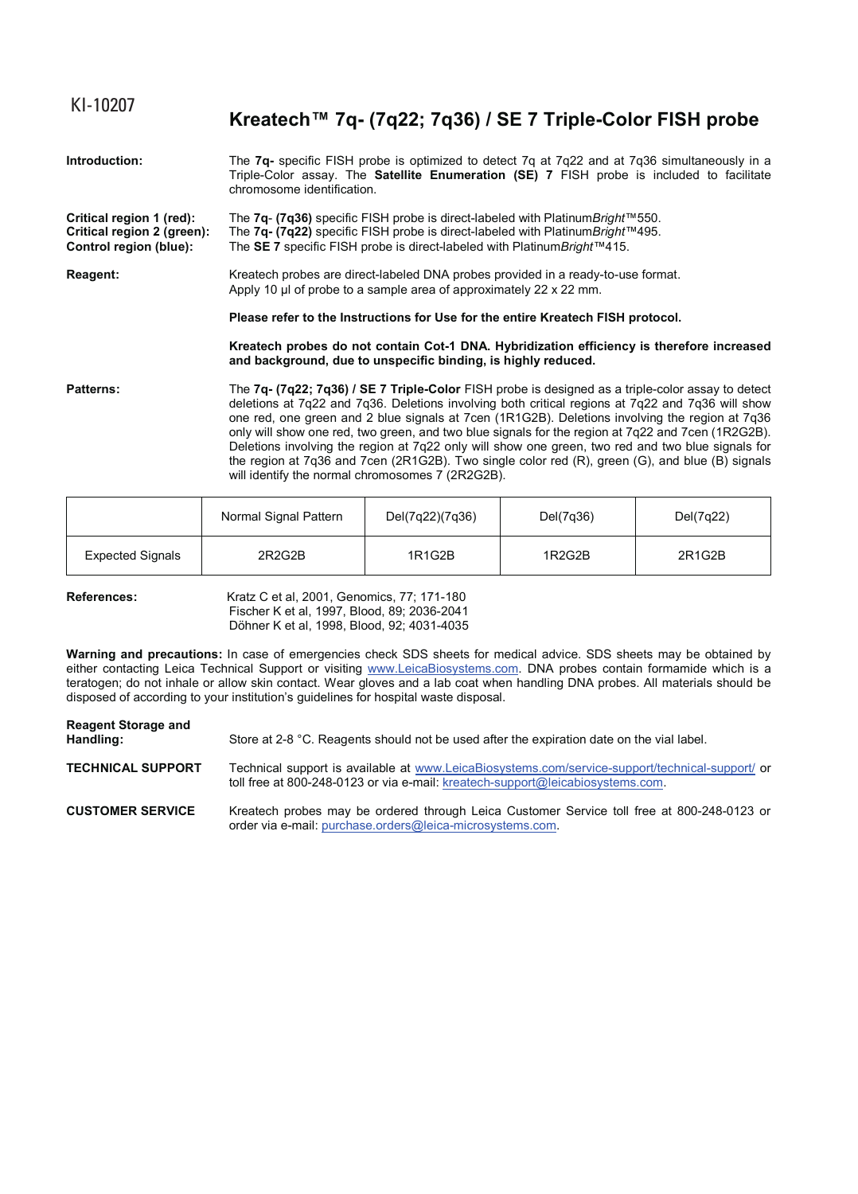KI-10207

# Kreatech™ 7q- (7q22; 7q36) / SE 7 Triple-Color FISH probe

**Introduction:** The **7q-** specific FISH probe is optimized to detect 7q at 7q22 and at 7q36 simultaneously in a Triple-Color assay. The **Satellite Enumeration (SE) 7** FISH probe is included to facilitate chromosome identification.

**Critical region 1 (red):** The **7q- (7q36)** specific FISH probe is direct-labeled with Platinum*Bright*™550.
**Critical region 2 (green):** The **7q- (7q22)** specific FISH probe is direct-labeled with Platinum*Bright*™495.
**Control region (blue):** The **SE 7** specific FISH probe is direct-labeled with Platinum*Bright*™415.

**Reagent:** Kreatech probes are direct-labeled DNA probes provided in a ready-to-use format. Apply 10 µl of probe to a sample area of approximately 22 x 22 mm.

**Please refer to the Instructions for Use for the entire Kreatech FISH protocol.**

**Kreatech probes do not contain Cot-1 DNA. Hybridization efficiency is therefore increased and background, due to unspecific binding, is highly reduced.**

**Patterns:** The **7q- (7q22; 7q36) / SE 7 Triple-Color** FISH probe is designed as a triple-color assay to detect deletions at 7q22 and 7q36. Deletions involving both critical regions at 7q22 and 7q36 will show one red, one green and 2 blue signals at 7cen (1R1G2B). Deletions involving the region at 7q36 only will show one red, two green, and two blue signals for the region at 7q22 and 7cen (1R2G2B). Deletions involving the region at 7q22 only will show one green, two red and two blue signals for the region at 7q36 and 7cen (2R1G2B). Two single color red (R), green (G), and blue (B) signals will identify the normal chromosomes 7 (2R2G2B).

| | Normal Signal Pattern | Del(7q22)(7q36) | Del(7q36) | Del(7q22) |
|---|---|---|---|---|
| Expected Signals | 2R2G2B | 1R1G2B | 1R2G2B | 2R1G2B |

**References:**
Kratz C et al, 2001, Genomics, 77; 171-180
Fischer K et al, 1997, Blood, 89; 2036-2041
Döhner K et al, 1998, Blood, 92; 4031-4035

**Warning and precautions:** In case of emergencies check SDS sheets for medical advice. SDS sheets may be obtained by either contacting Leica Technical Support or visiting www.LeicaBiosystems.com. DNA probes contain formamide which is a teratogen; do not inhale or allow skin contact. Wear gloves and a lab coat when handling DNA probes. All materials should be disposed of according to your institution's guidelines for hospital waste disposal.

**Reagent Storage and Handling:** Store at 2-8 °C. Reagents should not be used after the expiration date on the vial label.

**TECHNICAL SUPPORT** Technical support is available at www.LeicaBiosystems.com/service-support/technical-support/ or toll free at 800-248-0123 or via e-mail: kreatech-support@leicabiosystems.com.

**CUSTOMER SERVICE** Kreatech probes may be ordered through Leica Customer Service toll free at 800-248-0123 or order via e-mail: purchase.orders@leica-microsystems.com.